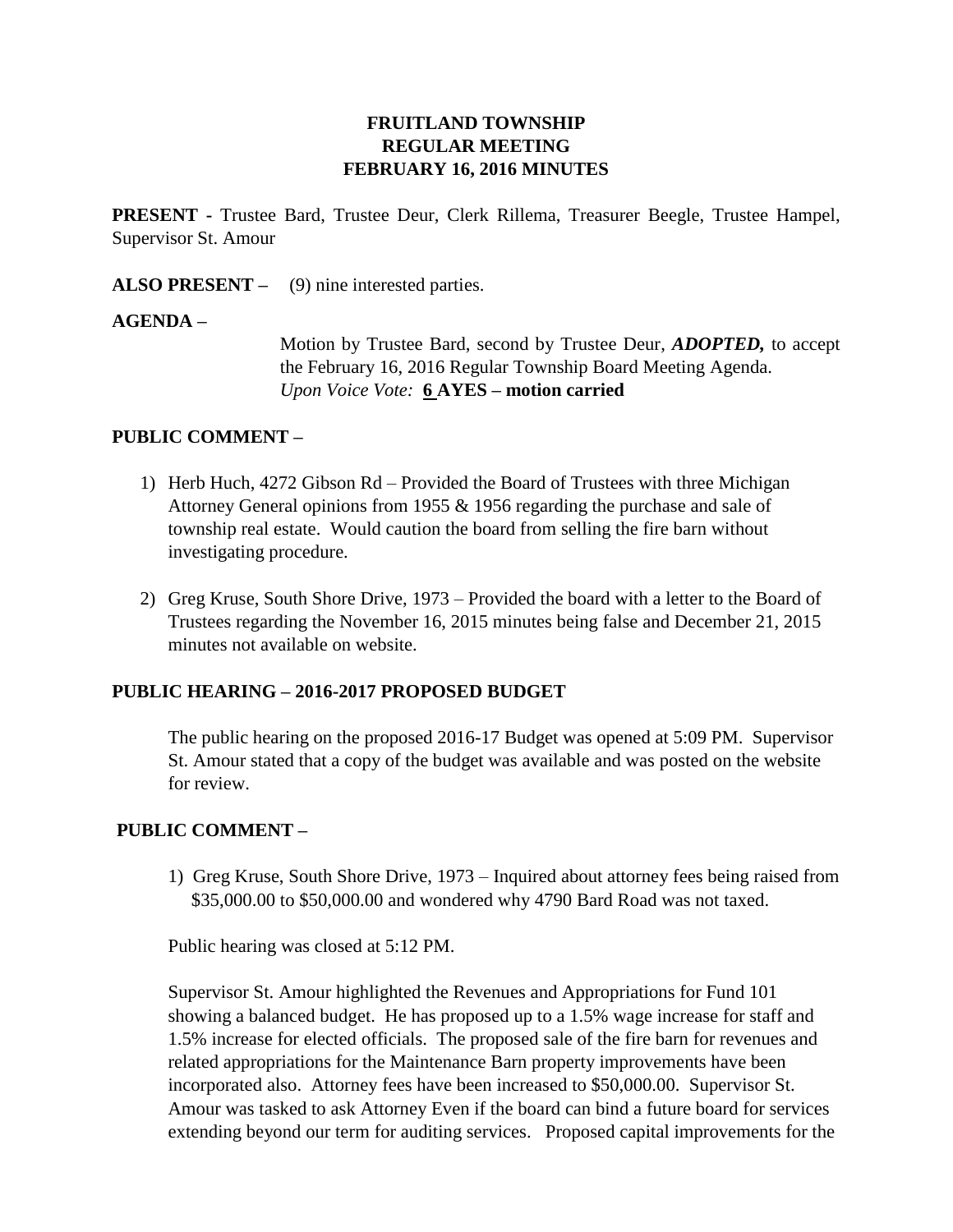# FRUITLAND TOWNSHIP
## REGULAR MEETING
## FEBRUARY 16, 2016 MINUTES

**PRESENT -** Trustee Bard, Trustee Deur, Clerk Rillema, Treasurer Beegle, Trustee Hampel, Supervisor St. Amour

**ALSO PRESENT –** (9) nine interested parties.

**AGENDA –**

Motion by Trustee Bard, second by Trustee Deur, ***ADOPTED,*** to accept the February 16, 2016 Regular Township Board Meeting Agenda.
*Upon Voice Vote:* **6 AYES – motion carried**

**PUBLIC COMMENT –**

1) Herb Huch, 4272 Gibson Rd – Provided the Board of Trustees with three Michigan Attorney General opinions from 1955 & 1956 regarding the purchase and sale of township real estate. Would caution the board from selling the fire barn without investigating procedure.

2) Greg Kruse, South Shore Drive, 1973 – Provided the board with a letter to the Board of Trustees regarding the November 16, 2015 minutes being false and December 21, 2015 minutes not available on website.

**PUBLIC HEARING – 2016-2017 PROPOSED BUDGET**

The public hearing on the proposed 2016-17 Budget was opened at 5:09 PM. Supervisor St. Amour stated that a copy of the budget was available and was posted on the website for review.

**PUBLIC COMMENT –**

1) Greg Kruse, South Shore Drive, 1973 – Inquired about attorney fees being raised from \$35,000.00 to \$50,000.00 and wondered why 4790 Bard Road was not taxed.

Public hearing was closed at 5:12 PM.

Supervisor St. Amour highlighted the Revenues and Appropriations for Fund 101 showing a balanced budget. He has proposed up to a 1.5% wage increase for staff and 1.5% increase for elected officials. The proposed sale of the fire barn for revenues and related appropriations for the Maintenance Barn property improvements have been incorporated also. Attorney fees have been increased to \$50,000.00. Supervisor St. Amour was tasked to ask Attorney Even if the board can bind a future board for services extending beyond our term for auditing services. Proposed capital improvements for the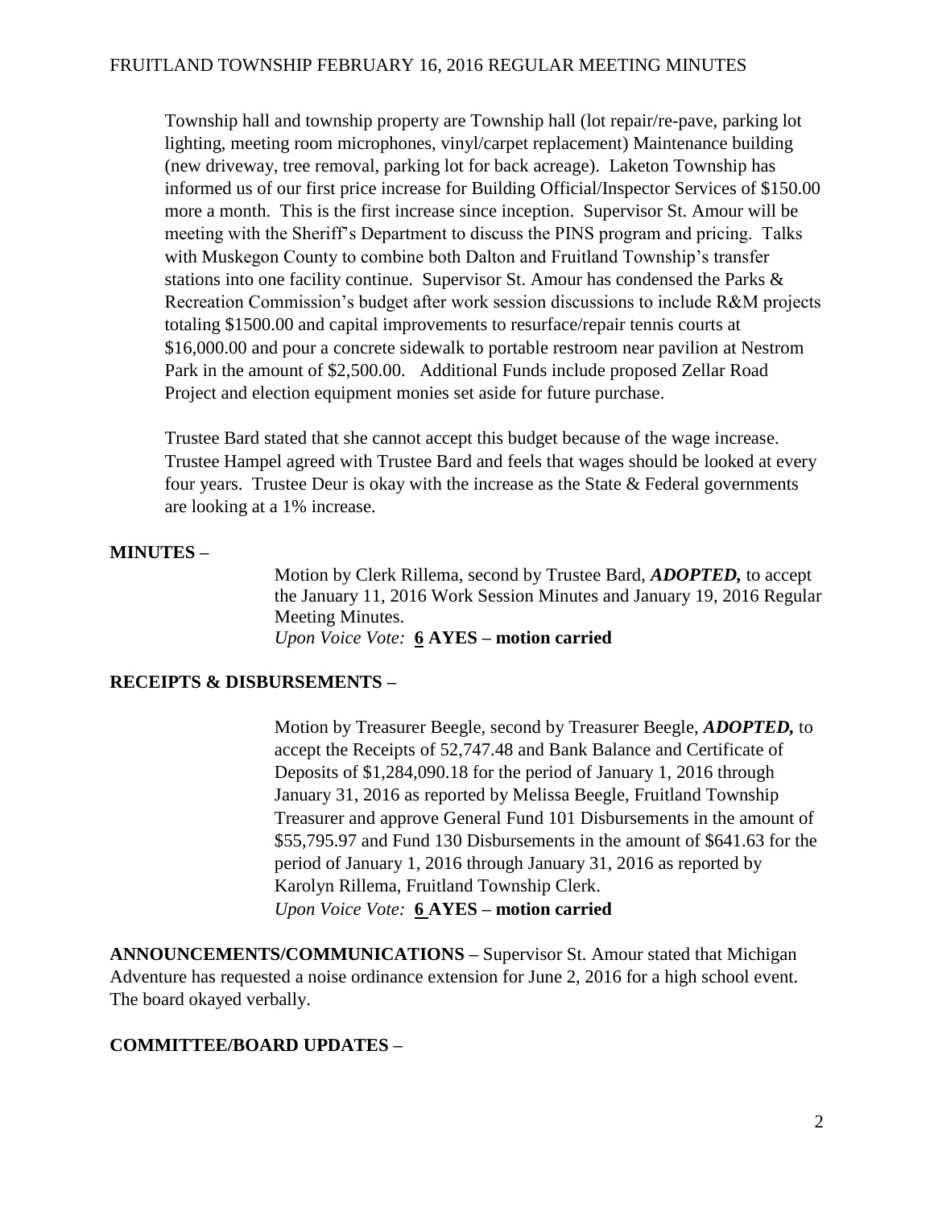Township hall and township property are Township hall (lot repair/re-pave, parking lot lighting, meeting room microphones, vinyl/carpet replacement) Maintenance building (new driveway, tree removal, parking lot for back acreage). Laketon Township has informed us of our first price increase for Building Official/Inspector Services of $150.00 more a month. This is the first increase since inception. Supervisor St. Amour will be meeting with the Sheriff's Department to discuss the PINS program and pricing. Talks with Muskegon County to combine both Dalton and Fruitland Township's transfer stations into one facility continue. Supervisor St. Amour has condensed the Parks & Recreation Commission's budget after work session discussions to include R&M projects totaling $1500.00 and capital improvements to resurface/repair tennis courts at $16,000.00 and pour a concrete sidewalk to portable restroom near pavilion at Nestrom Park in the amount of $2,500.00. Additional Funds include proposed Zellar Road Project and election equipment monies set aside for future purchase.

Trustee Bard stated that she cannot accept this budget because of the wage increase. Trustee Hampel agreed with Trustee Bard and feels that wages should be looked at every four years. Trustee Deur is okay with the increase as the State & Federal governments are looking at a 1% increase.

**MINUTES –**

Motion by Clerk Rillema, second by Trustee Bard, ***ADOPTED,*** to accept the January 11, 2016 Work Session Minutes and January 19, 2016 Regular Meeting Minutes.
*Upon Voice Vote:* **6 AYES – motion carried**

**RECEIPTS & DISBURSEMENTS –**

Motion by Treasurer Beegle, second by Treasurer Beegle, ***ADOPTED,*** to accept the Receipts of 52,747.48 and Bank Balance and Certificate of Deposits of $1,284,090.18 for the period of January 1, 2016 through January 31, 2016 as reported by Melissa Beegle, Fruitland Township Treasurer and approve General Fund 101 Disbursements in the amount of $55,795.97 and Fund 130 Disbursements in the amount of $641.63 for the period of January 1, 2016 through January 31, 2016 as reported by Karolyn Rillema, Fruitland Township Clerk.
*Upon Voice Vote:* **6 AYES – motion carried**

**ANNOUNCEMENTS/COMMUNICATIONS –** Supervisor St. Amour stated that Michigan Adventure has requested a noise ordinance extension for June 2, 2016 for a high school event. The board okayed verbally.

**COMMITTEE/BOARD UPDATES –**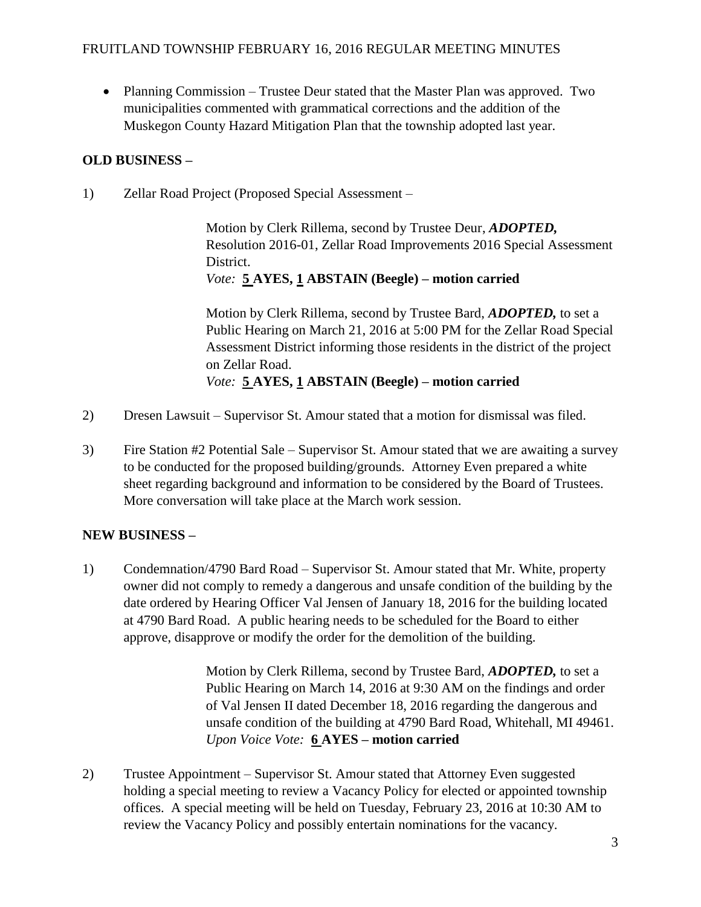- Planning Commission – Trustee Deur stated that the Master Plan was approved. Two municipalities commented with grammatical corrections and the addition of the Muskegon County Hazard Mitigation Plan that the township adopted last year.

**OLD BUSINESS –**

1) Zellar Road Project (Proposed Special Assessment –

> Motion by Clerk Rillema, second by Trustee Deur, ***ADOPTED,*** Resolution 2016-01, Zellar Road Improvements 2016 Special Assessment District.
> *Vote:* **5 AYES, 1 ABSTAIN (Beegle) – motion carried**
>
> Motion by Clerk Rillema, second by Trustee Bard, ***ADOPTED,*** to set a Public Hearing on March 21, 2016 at 5:00 PM for the Zellar Road Special Assessment District informing those residents in the district of the project on Zellar Road.
> *Vote:* **5 AYES, 1 ABSTAIN (Beegle) – motion carried**

2) Dresen Lawsuit – Supervisor St. Amour stated that a motion for dismissal was filed.

3) Fire Station #2 Potential Sale – Supervisor St. Amour stated that we are awaiting a survey to be conducted for the proposed building/grounds. Attorney Even prepared a white sheet regarding background and information to be considered by the Board of Trustees. More conversation will take place at the March work session.

**NEW BUSINESS –**

1) Condemnation/4790 Bard Road – Supervisor St. Amour stated that Mr. White, property owner did not comply to remedy a dangerous and unsafe condition of the building by the date ordered by Hearing Officer Val Jensen of January 18, 2016 for the building located at 4790 Bard Road. A public hearing needs to be scheduled for the Board to either approve, disapprove or modify the order for the demolition of the building.

> Motion by Clerk Rillema, second by Trustee Bard, ***ADOPTED,*** to set a Public Hearing on March 14, 2016 at 9:30 AM on the findings and order of Val Jensen II dated December 18, 2016 regarding the dangerous and unsafe condition of the building at 4790 Bard Road, Whitehall, MI 49461.
> *Upon Voice Vote:* **6 AYES – motion carried**

2) Trustee Appointment – Supervisor St. Amour stated that Attorney Even suggested holding a special meeting to review a Vacancy Policy for elected or appointed township offices. A special meeting will be held on Tuesday, February 23, 2016 at 10:30 AM to review the Vacancy Policy and possibly entertain nominations for the vacancy.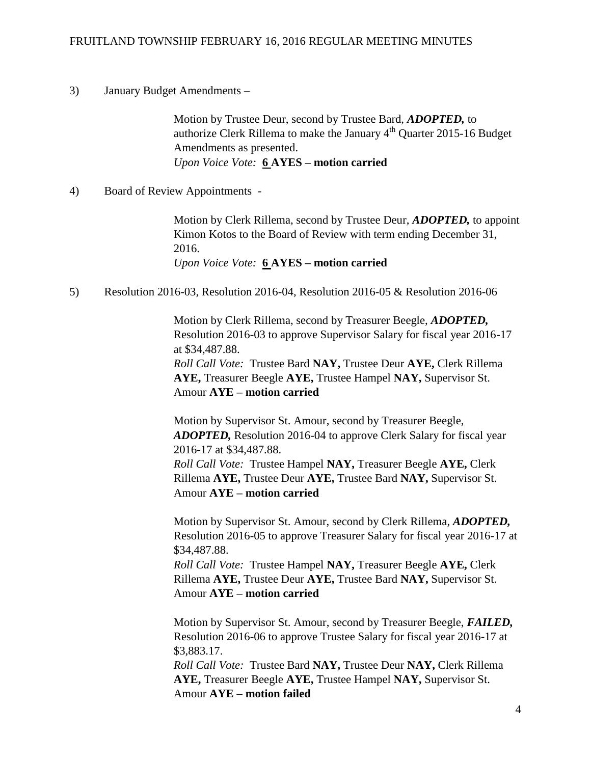3) January Budget Amendments –

> Motion by Trustee Deur, second by Trustee Bard, ***ADOPTED,*** to authorize Clerk Rillema to make the January 4th Quarter 2015-16 Budget Amendments as presented.
> *Upon Voice Vote:* **6 AYES – motion carried**

4) Board of Review Appointments -

> Motion by Clerk Rillema, second by Trustee Deur, ***ADOPTED,*** to appoint Kimon Kotos to the Board of Review with term ending December 31, 2016.
> *Upon Voice Vote:* **6 AYES – motion carried**

5) Resolution 2016-03, Resolution 2016-04, Resolution 2016-05 & Resolution 2016-06

> Motion by Clerk Rillema, second by Treasurer Beegle, ***ADOPTED,*** Resolution 2016-03 to approve Supervisor Salary for fiscal year 2016-17 at $34,487.88.
> *Roll Call Vote:* Trustee Bard **NAY,** Trustee Deur **AYE,** Clerk Rillema **AYE,** Treasurer Beegle **AYE,** Trustee Hampel **NAY,** Supervisor St. Amour **AYE – motion carried**

> Motion by Supervisor St. Amour, second by Treasurer Beegle, ***ADOPTED,*** Resolution 2016-04 to approve Clerk Salary for fiscal year 2016-17 at $34,487.88.
> *Roll Call Vote:* Trustee Hampel **NAY,** Treasurer Beegle **AYE,** Clerk Rillema **AYE,** Trustee Deur **AYE,** Trustee Bard **NAY,** Supervisor St. Amour **AYE – motion carried**

> Motion by Supervisor St. Amour, second by Clerk Rillema, ***ADOPTED,*** Resolution 2016-05 to approve Treasurer Salary for fiscal year 2016-17 at $34,487.88.
> *Roll Call Vote:* Trustee Hampel **NAY,** Treasurer Beegle **AYE,** Clerk Rillema **AYE,** Trustee Deur **AYE,** Trustee Bard **NAY,** Supervisor St. Amour **AYE – motion carried**

> Motion by Supervisor St. Amour, second by Treasurer Beegle, ***FAILED,*** Resolution 2016-06 to approve Trustee Salary for fiscal year 2016-17 at $3,883.17.
> *Roll Call Vote:* Trustee Bard **NAY,** Trustee Deur **NAY,** Clerk Rillema **AYE,** Treasurer Beegle **AYE,** Trustee Hampel **NAY,** Supervisor St. Amour **AYE – motion failed**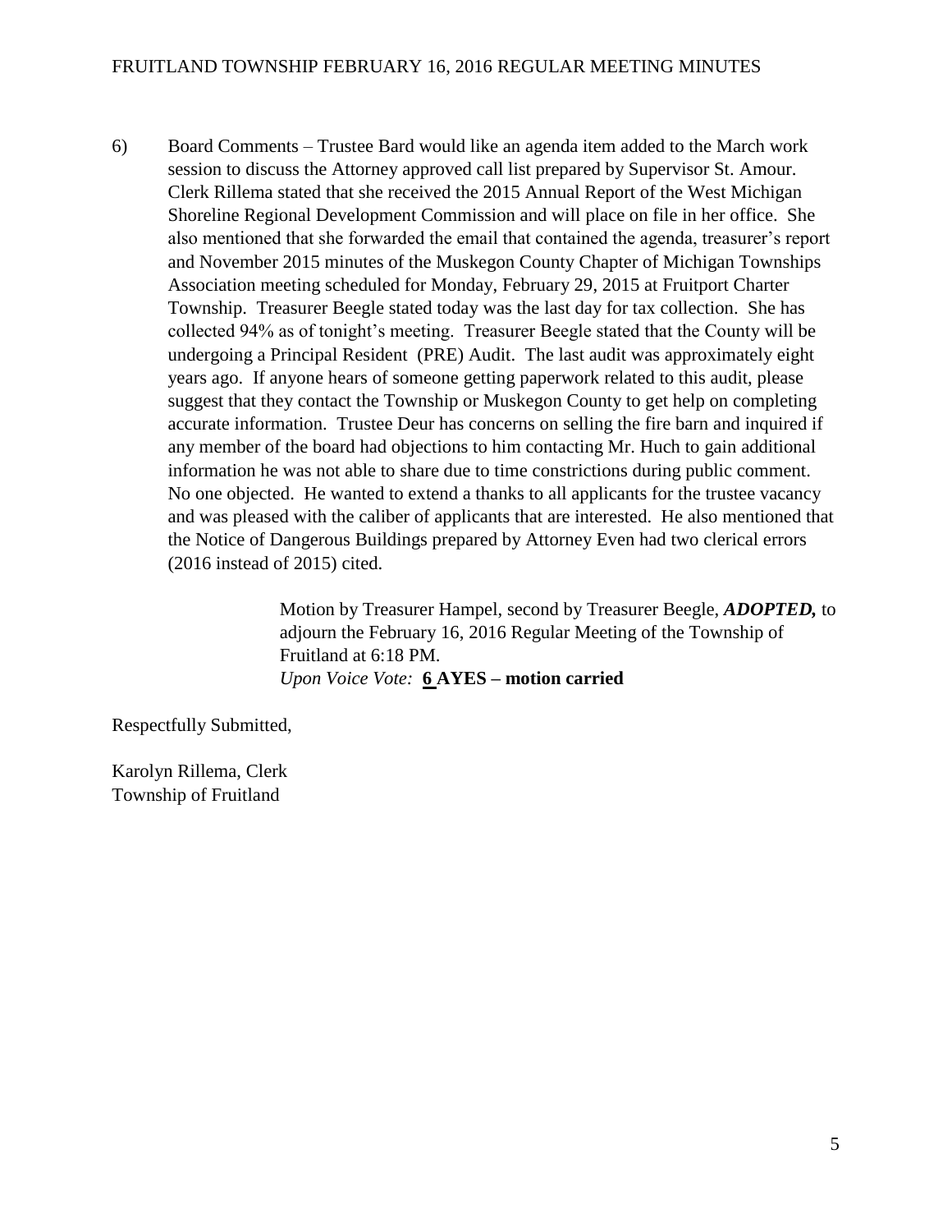6) Board Comments – Trustee Bard would like an agenda item added to the March work session to discuss the Attorney approved call list prepared by Supervisor St. Amour. Clerk Rillema stated that she received the 2015 Annual Report of the West Michigan Shoreline Regional Development Commission and will place on file in her office. She also mentioned that she forwarded the email that contained the agenda, treasurer's report and November 2015 minutes of the Muskegon County Chapter of Michigan Townships Association meeting scheduled for Monday, February 29, 2015 at Fruitport Charter Township. Treasurer Beegle stated today was the last day for tax collection. She has collected 94% as of tonight's meeting. Treasurer Beegle stated that the County will be undergoing a Principal Resident (PRE) Audit. The last audit was approximately eight years ago. If anyone hears of someone getting paperwork related to this audit, please suggest that they contact the Township or Muskegon County to get help on completing accurate information. Trustee Deur has concerns on selling the fire barn and inquired if any member of the board had objections to him contacting Mr. Huch to gain additional information he was not able to share due to time constrictions during public comment. No one objected. He wanted to extend a thanks to all applicants for the trustee vacancy and was pleased with the caliber of applicants that are interested. He also mentioned that the Notice of Dangerous Buildings prepared by Attorney Even had two clerical errors (2016 instead of 2015) cited.

Motion by Treasurer Hampel, second by Treasurer Beegle, ***ADOPTED,*** to adjourn the February 16, 2016 Regular Meeting of the Township of Fruitland at 6:18 PM.
*Upon Voice Vote:* **6 AYES – motion carried**

Respectfully Submitted,

Karolyn Rillema, Clerk
Township of Fruitland